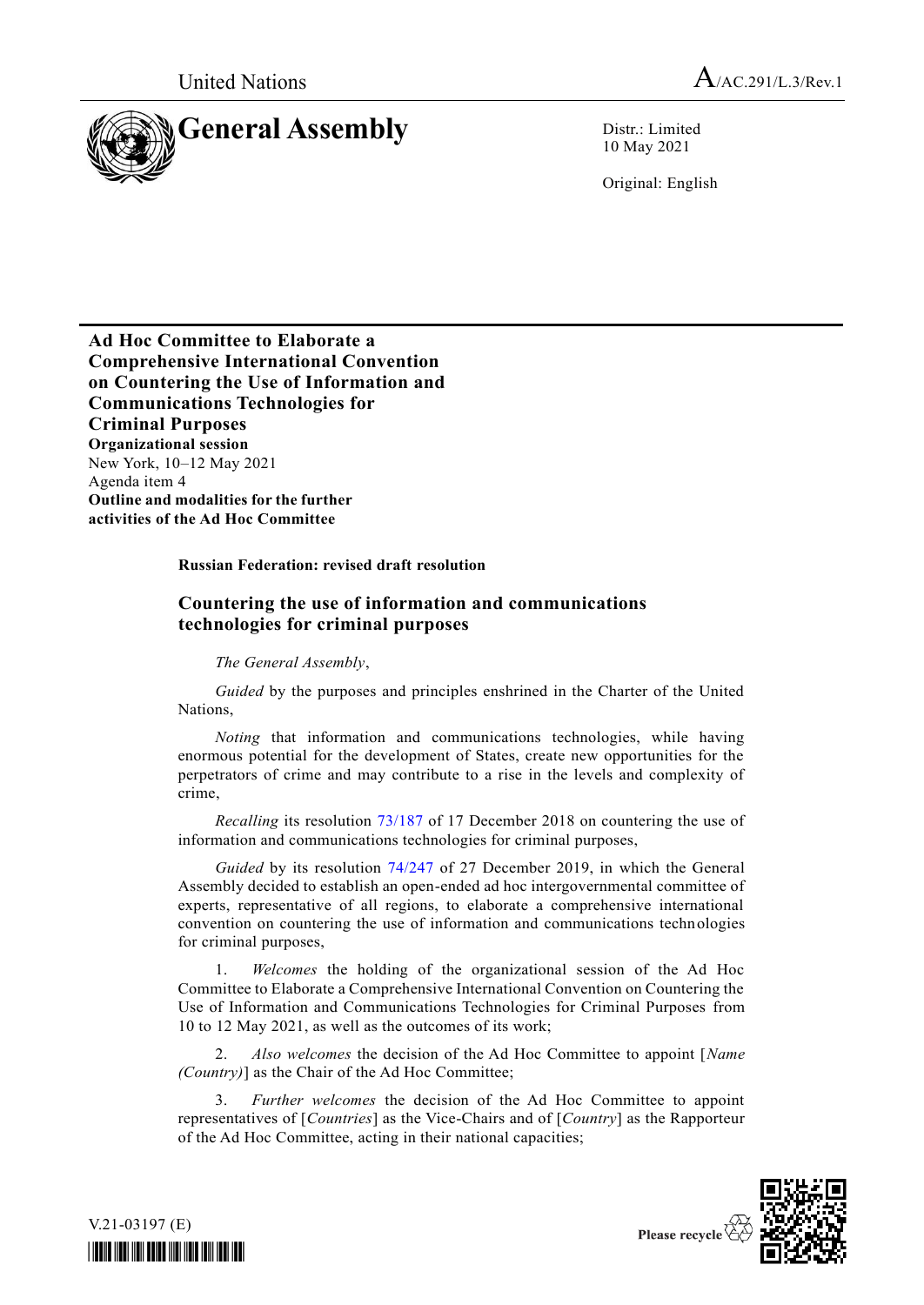United Nations A/AC.291/L.3/Rev.1

# General Assembly

Distr.: Limited
10 May 2021

Original: English

**Ad Hoc Committee to Elaborate a Comprehensive International Convention on Countering the Use of Information and Communications Technologies for Criminal Purposes**
**Organizational session**
New York, 10–12 May 2021
Agenda item 4
**Outline and modalities for the further activities of the Ad Hoc Committee**

**Russian Federation: revised draft resolution**

## Countering the use of information and communications technologies for criminal purposes

*The General Assembly*,

*Guided* by the purposes and principles enshrined in the Charter of the United Nations,

*Noting* that information and communications technologies, while having enormous potential for the development of States, create new opportunities for the perpetrators of crime and may contribute to a rise in the levels and complexity of crime,

*Recalling* its resolution 73/187 of 17 December 2018 on countering the use of information and communications technologies for criminal purposes,

*Guided* by its resolution 74/247 of 27 December 2019, in which the General Assembly decided to establish an open-ended ad hoc intergovernmental committee of experts, representative of all regions, to elaborate a comprehensive international convention on countering the use of information and communications technologies for criminal purposes,

1. *Welcomes* the holding of the organizational session of the Ad Hoc Committee to Elaborate a Comprehensive International Convention on Countering the Use of Information and Communications Technologies for Criminal Purposes from 10 to 12 May 2021, as well as the outcomes of its work;

2. *Also welcomes* the decision of the Ad Hoc Committee to appoint [*Name (Country)*] as the Chair of the Ad Hoc Committee;

3. *Further welcomes* the decision of the Ad Hoc Committee to appoint representatives of [*Countries*] as the Vice-Chairs and of [*Country*] as the Rapporteur of the Ad Hoc Committee, acting in their national capacities;

V.21-03197 (E)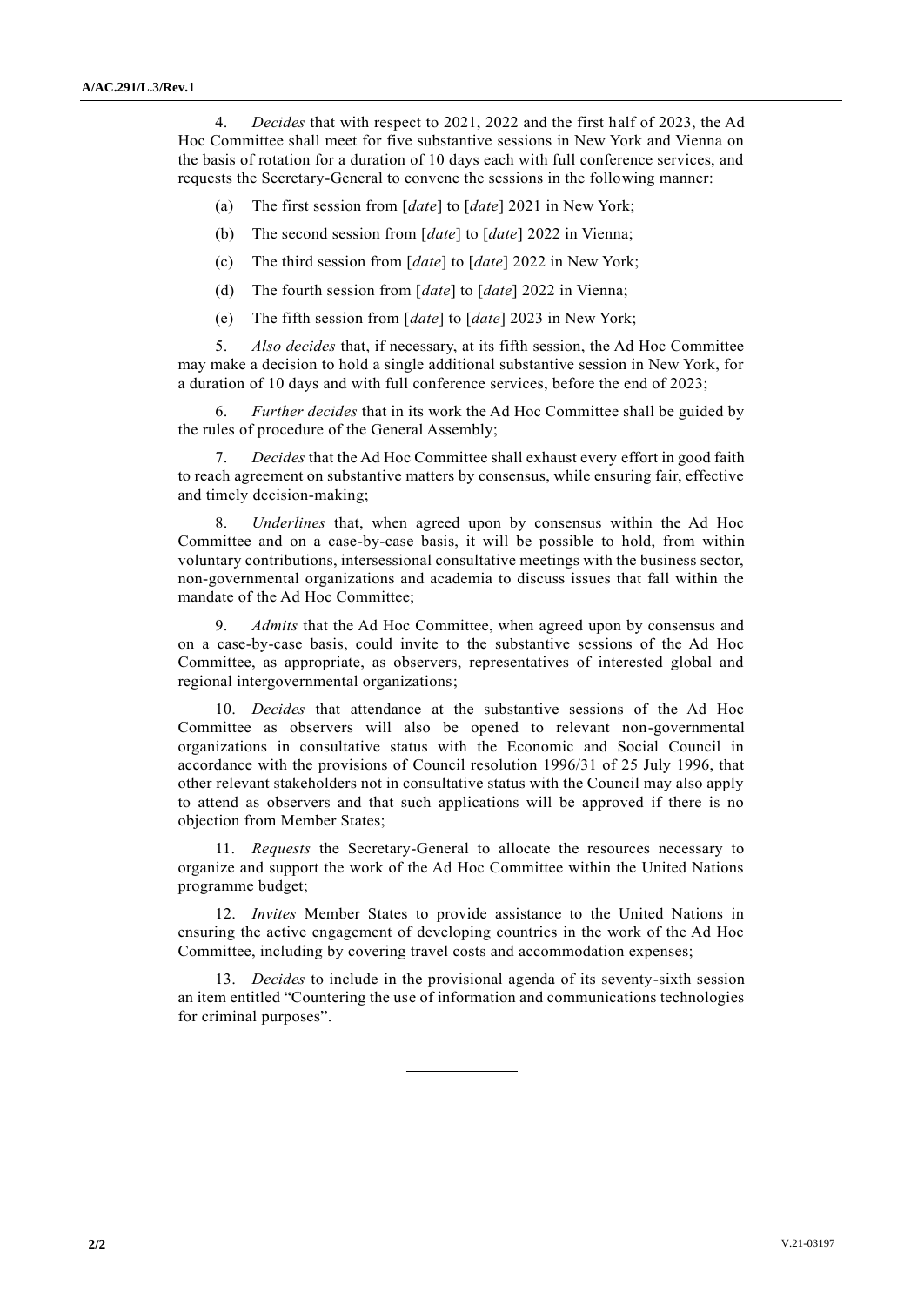4. *Decides* that with respect to 2021, 2022 and the first half of 2023, the Ad Hoc Committee shall meet for five substantive sessions in New York and Vienna on the basis of rotation for a duration of 10 days each with full conference services, and requests the Secretary-General to convene the sessions in the following manner:

(a) The first session from [*date*] to [*date*] 2021 in New York;

(b) The second session from [*date*] to [*date*] 2022 in Vienna;

(c) The third session from [*date*] to [*date*] 2022 in New York;

(d) The fourth session from [*date*] to [*date*] 2022 in Vienna;

(e) The fifth session from [*date*] to [*date*] 2023 in New York;

5. *Also decides* that, if necessary, at its fifth session, the Ad Hoc Committee may make a decision to hold a single additional substantive session in New York, for a duration of 10 days and with full conference services, before the end of 2023;

6. *Further decides* that in its work the Ad Hoc Committee shall be guided by the rules of procedure of the General Assembly;

7. *Decides* that the Ad Hoc Committee shall exhaust every effort in good faith to reach agreement on substantive matters by consensus, while ensuring fair, effective and timely decision-making;

8. *Underlines* that, when agreed upon by consensus within the Ad Hoc Committee and on a case-by-case basis, it will be possible to hold, from within voluntary contributions, intersessional consultative meetings with the business sector, non-governmental organizations and academia to discuss issues that fall within the mandate of the Ad Hoc Committee;

9. *Admits* that the Ad Hoc Committee, when agreed upon by consensus and on a case-by-case basis, could invite to the substantive sessions of the Ad Hoc Committee, as appropriate, as observers, representatives of interested global and regional intergovernmental organizations;

10. *Decides* that attendance at the substantive sessions of the Ad Hoc Committee as observers will also be opened to relevant non-governmental organizations in consultative status with the Economic and Social Council in accordance with the provisions of Council resolution 1996/31 of 25 July 1996, that other relevant stakeholders not in consultative status with the Council may also apply to attend as observers and that such applications will be approved if there is no objection from Member States;

11. *Requests* the Secretary-General to allocate the resources necessary to organize and support the work of the Ad Hoc Committee within the United Nations programme budget;

12. *Invites* Member States to provide assistance to the United Nations in ensuring the active engagement of developing countries in the work of the Ad Hoc Committee, including by covering travel costs and accommodation expenses;

13. *Decides* to include in the provisional agenda of its seventy-sixth session an item entitled "Countering the use of information and communications technologies for criminal purposes".